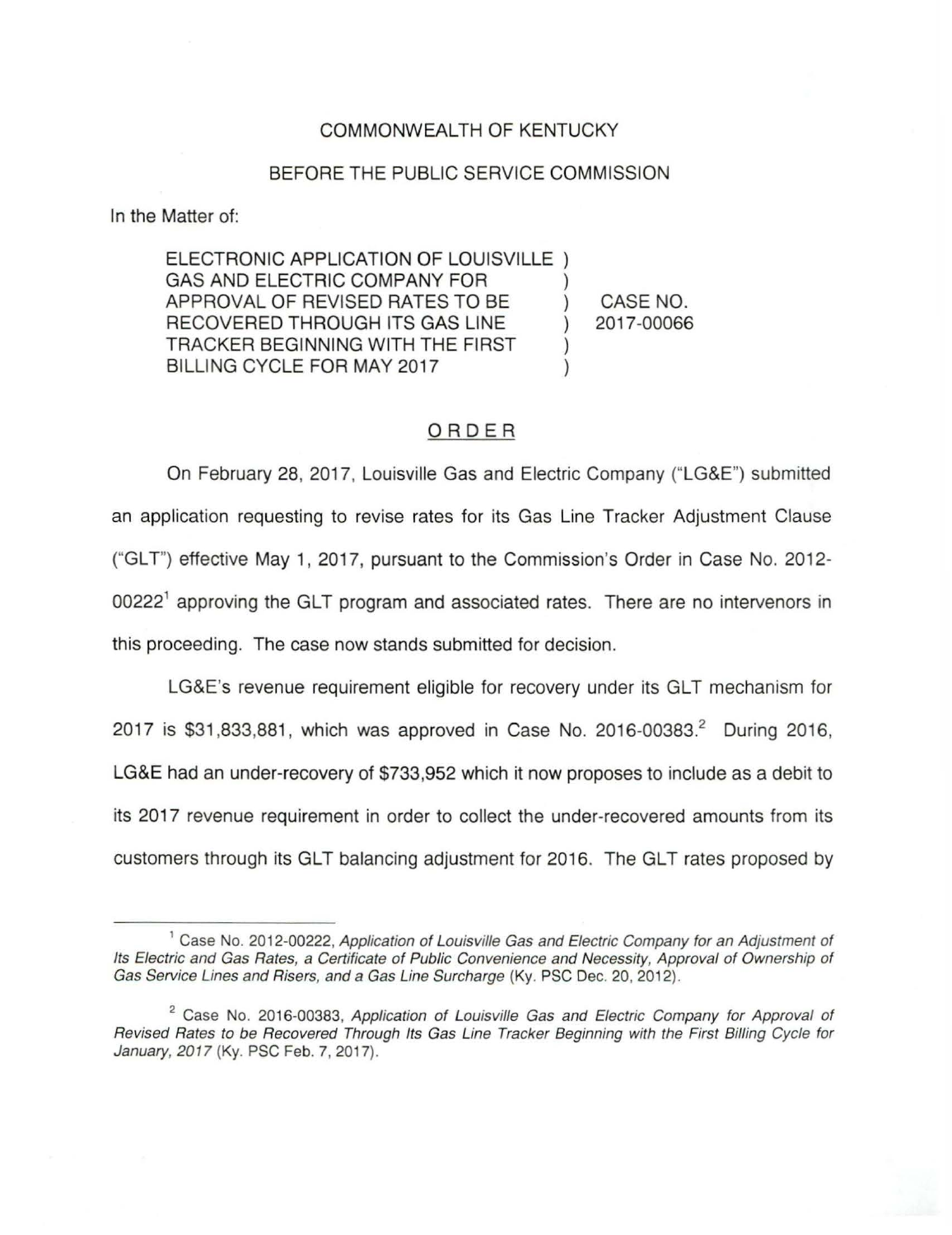COMMONWEALTH OF KENTUCKY

BEFORE THE PUBLIC SERVICE COMMISSION

In the Matter of:

ELECTRONIC APPLICATION OF LOUISVILLE GAS AND ELECTRIC COMPANY FOR APPROVAL OF REVISED RATES TO BE RECOVERED THROUGH ITS GAS LINE TRACKER BEGINNING WITH THE FIRST BILLING CYCLE FOR MAY 2017 ) CASE NO. 2017-00066

# ORDER

On February 28, 2017, Louisville Gas and Electric Company ("LG&E") submitted an application requesting to revise rates for its Gas Line Tracker Adjustment Clause ("GLT") effective May 1, 2017, pursuant to the Commission's Order in Case No. 2012-00222[1] approving the GLT program and associated rates. There are no intervenors in this proceeding. The case now stands submitted for decision.

LG&E's revenue requirement eligible for recovery under its GLT mechanism for 2017 is $31,833,881, which was approved in Case No. 2016-00383.[2] During 2016, LG&E had an under-recovery of $733,952 which it now proposes to include as a debit to its 2017 revenue requirement in order to collect the under-recovered amounts from its customers through its GLT balancing adjustment for 2016. The GLT rates proposed by

[1] Case No. 2012-00222, *Application of Louisville Gas and Electric Company for an Adjustment of Its Electric and Gas Rates, a Certificate of Public Convenience and Necessity, Approval of Ownership of Gas Service Lines and Risers, and a Gas Line Surcharge* (Ky. PSC Dec. 20, 2012).

[2] Case No. 2016-00383, *Application of Louisville Gas and Electric Company for Approval of Revised Rates to be Recovered Through Its Gas Line Tracker Beginning with the First Billing Cycle for January, 2017* (Ky. PSC Feb. 7, 2017).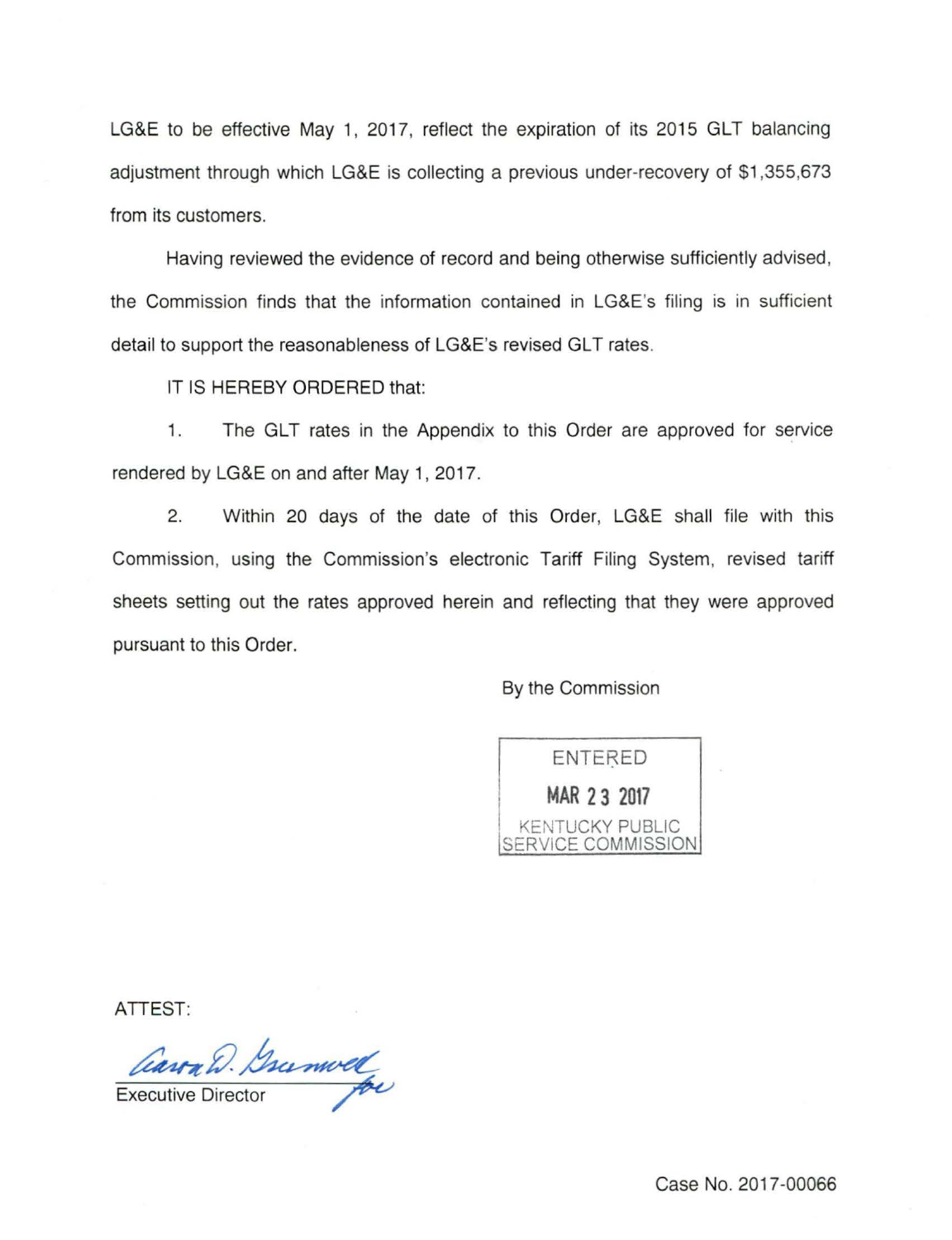LG&E to be effective May 1, 2017, reflect the expiration of its 2015 GLT balancing adjustment through which LG&E is collecting a previous under-recovery of $1,355,673 from its customers.

Having reviewed the evidence of record and being otherwise sufficiently advised, the Commission finds that the information contained in LG&E's filing is in sufficient detail to support the reasonableness of LG&E's revised GLT rates.

IT IS HEREBY ORDERED that:

1. The GLT rates in the Appendix to this Order are approved for service rendered by LG&E on and after May 1, 2017.

2. Within 20 days of the date of this Order, LG&E shall file with this Commission, using the Commission's electronic Tariff Filing System, revised tariff sheets setting out the rates approved herein and reflecting that they were approved pursuant to this Order.

By the Commission

ENTERED
MAR 23 2017
KENTUCKY PUBLIC
SERVICE COMMISSION

ATTEST:

Executive Director

Case No. 2017-00066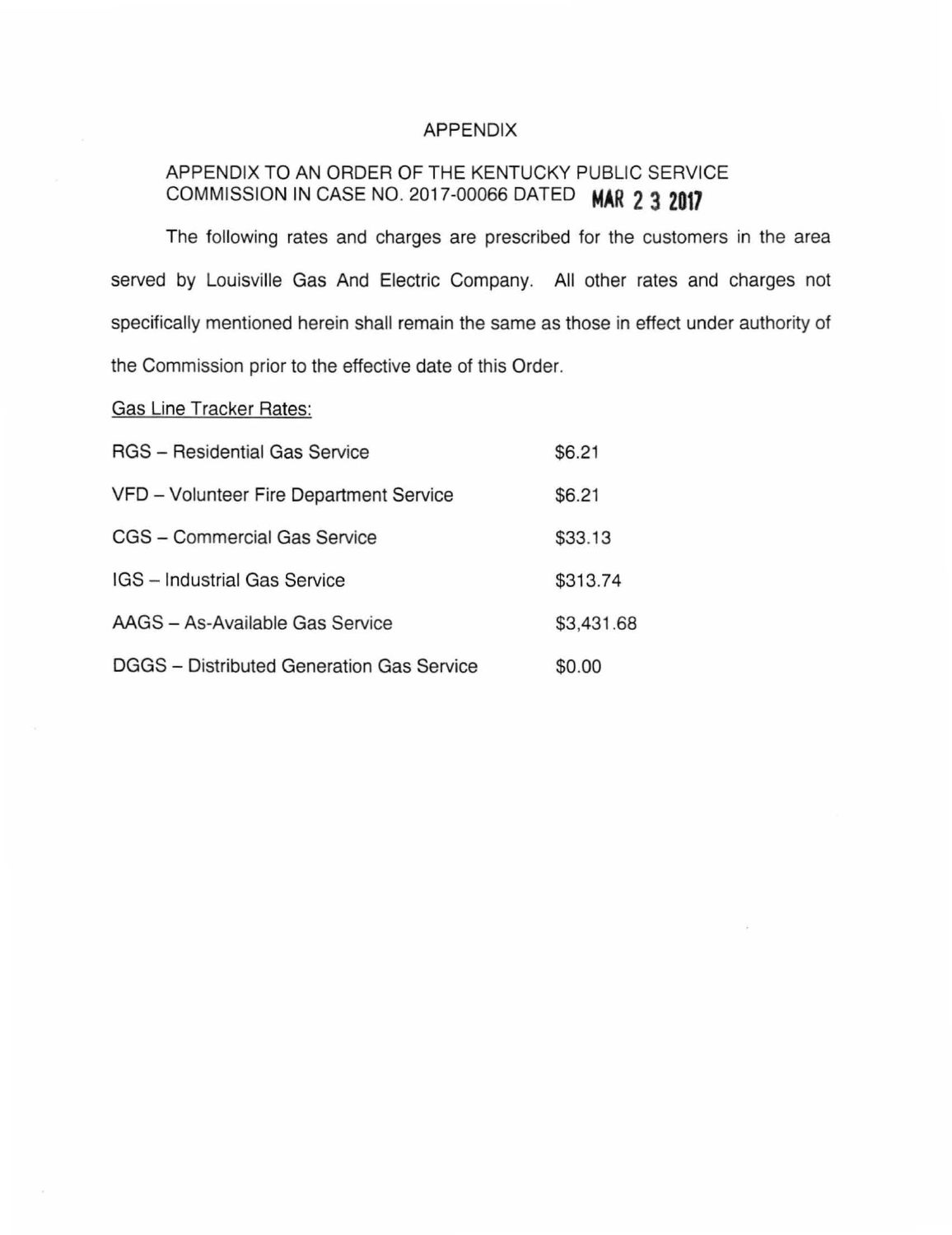# APPENDIX

APPENDIX TO AN ORDER OF THE KENTUCKY PUBLIC SERVICE COMMISSION IN CASE NO. 2017-00066 DATED **MAR 23 2017**

The following rates and charges are prescribed for the customers in the area served by Louisville Gas And Electric Company. All other rates and charges not specifically mentioned herein shall remain the same as those in effect under authority of the Commission prior to the effective date of this Order.

Gas Line Tracker Rates:

| | |
|---|---|
| RGS – Residential Gas Service | \$6.21 |
| VFD – Volunteer Fire Department Service | \$6.21 |
| CGS – Commercial Gas Service | \$33.13 |
| IGS – Industrial Gas Service | \$313.74 |
| AAGS – As-Available Gas Service | \$3,431.68 |
| DGGS – Distributed Generation Gas Service | \$0.00 |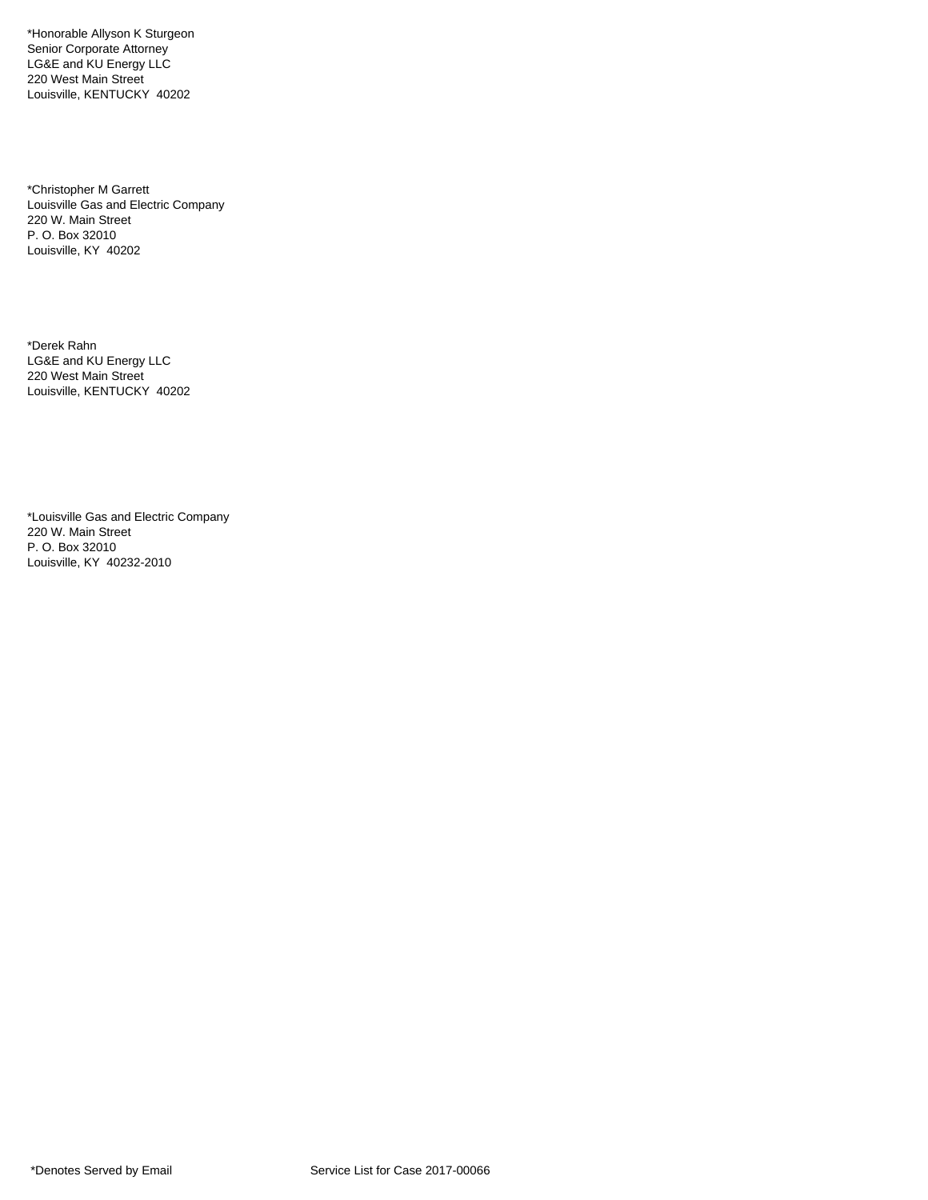*Honorable Allyson K Sturgeon
Senior Corporate Attorney
LG&E and KU Energy LLC
220 West Main Street
Louisville, KENTUCKY  40202

*Christopher M Garrett
Louisville Gas and Electric Company
220 W. Main Street
P. O. Box 32010
Louisville, KY  40202

*Derek Rahn
LG&E and KU Energy LLC
220 West Main Street
Louisville, KENTUCKY  40202

*Louisville Gas and Electric Company
220 W. Main Street
P. O. Box 32010
Louisville, KY  40232-2010

*Denotes Served by Email

Service List for Case 2017-00066